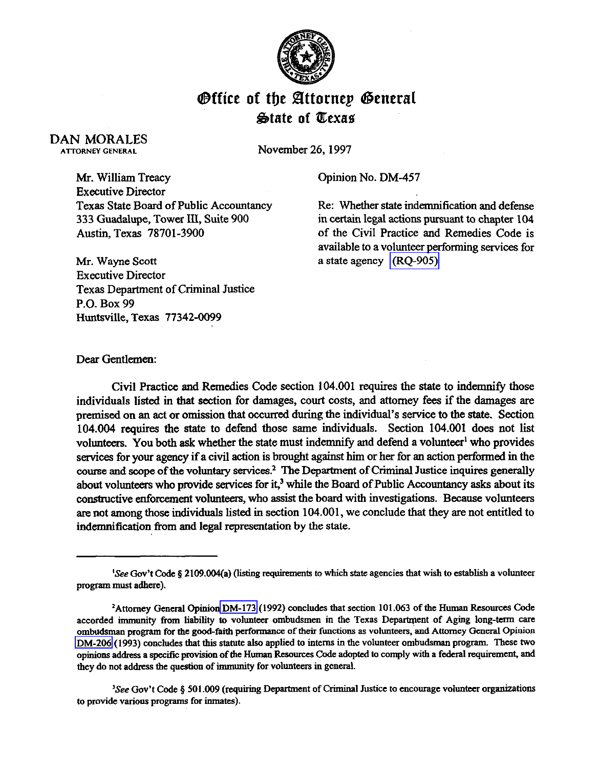# Office of the Attorney General
## State of Texas

**DAN MORALES**
ATTORNEY GENERAL

November 26, 1997

Mr. William Treacy
Executive Director
Texas State Board of Public Accountancy
333 Guadalupe, Tower III, Suite 900
Austin, Texas 78701-3900

Mr. Wayne Scott
Executive Director
Texas Department of Criminal Justice
P.O. Box 99
Huntsville, Texas 77342-0099

Opinion No. DM-457

Re: Whether state indemnification and defense in certain legal actions pursuant to chapter 104 of the Civil Practice and Remedies Code is available to a volunteer performing services for a state agency (RQ-905)

Dear Gentlemen:

Civil Practice and Remedies Code section 104.001 requires the state to indemnify those individuals listed in that section for damages, court costs, and attorney fees if the damages are premised on an act or omission that occurred during the individual's service to the state. Section 104.004 requires the state to defend those same individuals. Section 104.001 does not list volunteers. You both ask whether the state must indemnify and defend a volunteer[1] who provides services for your agency if a civil action is brought against him or her for an action performed in the course and scope of the voluntary services.[2] The Department of Criminal Justice inquires generally about volunteers who provide services for it,[3] while the Board of Public Accountancy asks about its constructive enforcement volunteers, who assist the board with investigations. Because volunteers are not among those individuals listed in section 104.001, we conclude that they are not entitled to indemnification from and legal representation by the state.

---

[1]*See* Gov't Code § 2109.004(a) (listing requirements to which state agencies that wish to establish a volunteer program must adhere).

[2]Attorney General Opinion DM-173 (1992) concludes that section 101.063 of the Human Resources Code accorded immunity from liability to volunteer ombudsmen in the Texas Department of Aging long-term care ombudsman program for the good-faith performance of their functions as volunteers, and Attorney General Opinion DM-206 (1993) concludes that this statute also applied to interns in the volunteer ombudsman program. These two opinions address a specific provision of the Human Resources Code adopted to comply with a federal requirement, and they do not address the question of immunity for volunteers in general.

[3]*See* Gov't Code § 501.009 (requiring Department of Criminal Justice to encourage volunteer organizations to provide various programs for inmates).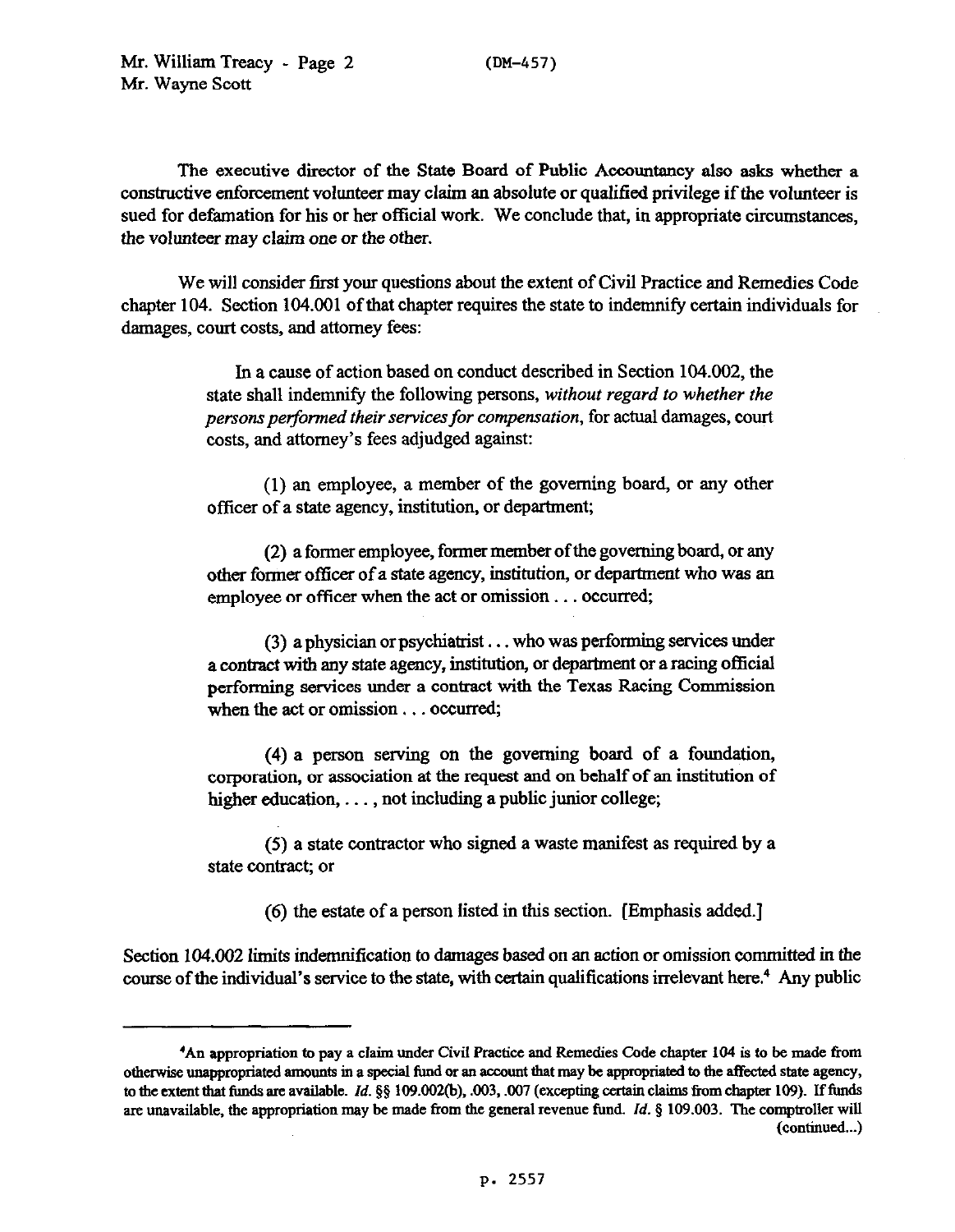The executive director of the State Board of Public Accountancy also asks whether a constructive enforcement volunteer may claim an absolute or qualified privilege if the volunteer is sued for defamation for his or her official work. We conclude that, in appropriate circumstances, the volunteer may claim one or the other.

We will consider first your questions about the extent of Civil Practice and Remedies Code chapter 104. Section 104.001 of that chapter requires the state to indemnify certain individuals for damages, court costs, and attorney fees:

> In a cause of action based on conduct described in Section 104.002, the state shall indemnify the following persons, *without regard to whether the persons performed their services for compensation*, for actual damages, court costs, and attorney's fees adjudged against:
>
> (1) an employee, a member of the governing board, or any other officer of a state agency, institution, or department;
>
> (2) a former employee, former member of the governing board, or any other former officer of a state agency, institution, or department who was an employee or officer when the act or omission . . . occurred;
>
> (3) a physician or psychiatrist . . . who was performing services under a contract with any state agency, institution, or department or a racing official performing services under a contract with the Texas Racing Commission when the act or omission . . . occurred;
>
> (4) a person serving on the governing board of a foundation, corporation, or association at the request and on behalf of an institution of higher education, . . . , not including a public junior college;
>
> (5) a state contractor who signed a waste manifest as required by a state contract; or
>
> (6) the estate of a person listed in this section. [Emphasis added.]

Section 104.002 limits indemnification to damages based on an action or omission committed in the course of the individual's service to the state, with certain qualifications irrelevant here.[4] Any public

---

[4]An appropriation to pay a claim under Civil Practice and Remedies Code chapter 104 is to be made from otherwise unappropriated amounts in a special fund or an account that may be appropriated to the affected state agency, to the extent that funds are available. *Id.* §§ 109.002(b), .003, .007 (excepting certain claims from chapter 109). If funds are unavailable, the appropriation may be made from the general revenue fund. *Id.* § 109.003. The comptroller will (continued...)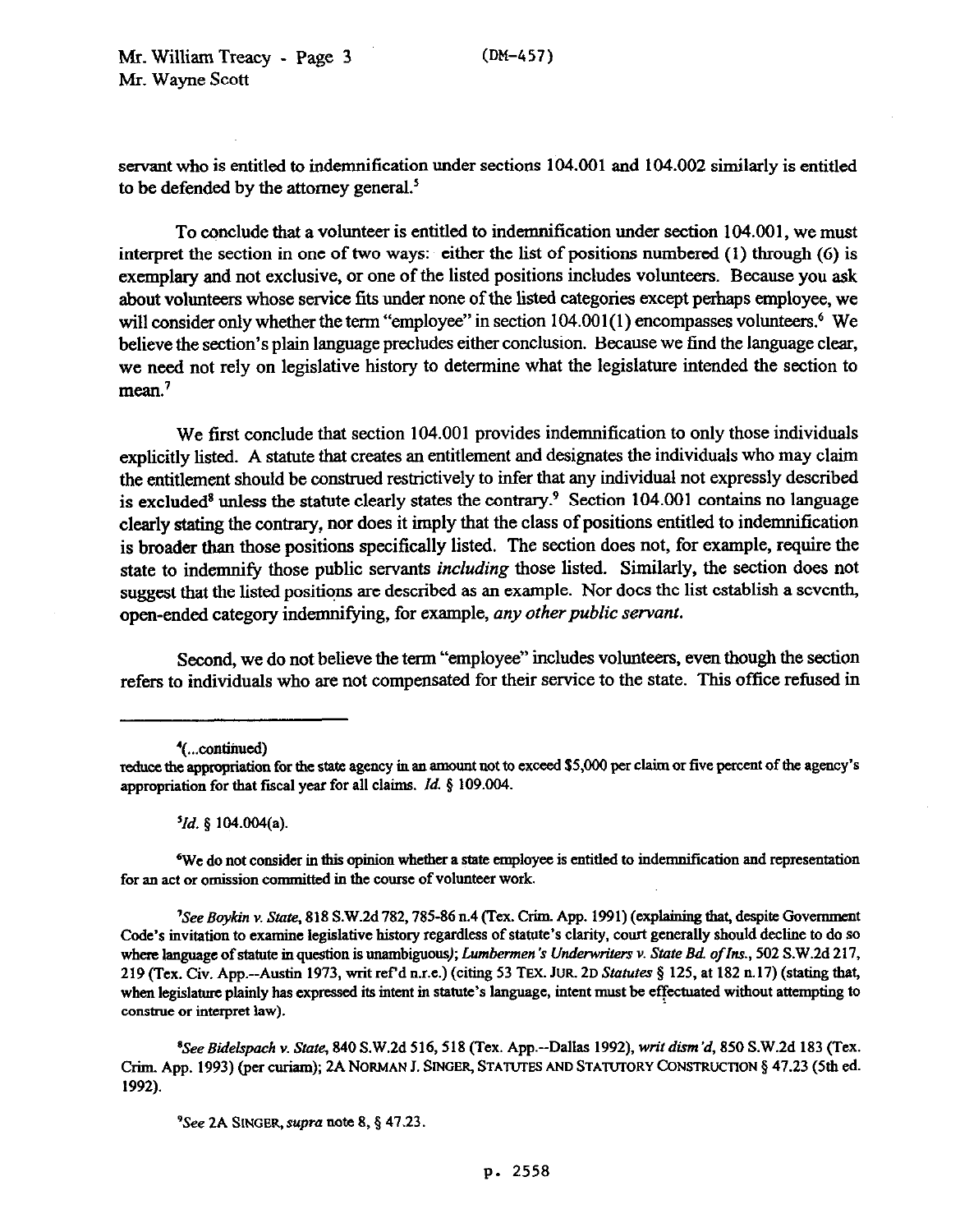servant who is entitled to indemnification under sections 104.001 and 104.002 similarly is entitled to be defended by the attorney general.[5]

To conclude that a volunteer is entitled to indemnification under section 104.001, we must interpret the section in one of two ways: either the list of positions numbered (1) through (6) is exemplary and not exclusive, or one of the listed positions includes volunteers. Because you ask about volunteers whose service fits under none of the listed categories except perhaps employee, we will consider only whether the term "employee" in section 104.001(1) encompasses volunteers.[6] We believe the section's plain language precludes either conclusion. Because we find the language clear, we need not rely on legislative history to determine what the legislature intended the section to mean.[7]

We first conclude that section 104.001 provides indemnification to only those individuals explicitly listed. A statute that creates an entitlement and designates the individuals who may claim the entitlement should be construed restrictively to infer that any individual not expressly described is excluded[8] unless the statute clearly states the contrary.[9] Section 104.001 contains no language clearly stating the contrary, nor does it imply that the class of positions entitled to indemnification is broader than those positions specifically listed. The section does not, for example, require the state to indemnify those public servants *including* those listed. Similarly, the section does not suggest that the listed positions are described as an example. Nor does the list establish a seventh, open-ended category indemnifying, for example, *any other public servant*.

Second, we do not believe the term "employee" includes volunteers, even though the section refers to individuals who are not compensated for their service to the state. This office refused in

---

[4](...continued)
reduce the appropriation for the state agency in an amount not to exceed $5,000 per claim or five percent of the agency's appropriation for that fiscal year for all claims. *Id.* § 109.004.

[5]*Id.* § 104.004(a).

[6]We do not consider in this opinion whether a state employee is entitled to indemnification and representation for an act or omission committed in the course of volunteer work.

[7]*See Boykin v. State*, 818 S.W.2d 782, 785-86 n.4 (Tex. Crim. App. 1991) (explaining that, despite Government Code's invitation to examine legislative history regardless of statute's clarity, court generally should decline to do so where language of statute in question is unambiguous); *Lumbermen's Underwriters v. State Bd. of Ins.*, 502 S.W.2d 217, 219 (Tex. Civ. App.--Austin 1973, writ ref'd n.r.e.) (citing 53 TEX. JUR. 2D *Statutes* § 125, at 182 n.17) (stating that, when legislature plainly has expressed its intent in statute's language, intent must be effectuated without attempting to construe or interpret law).

[8]*See Bidelspach v. State*, 840 S.W.2d 516, 518 (Tex. App.--Dallas 1992), *writ dism'd*, 850 S.W.2d 183 (Tex. Crim. App. 1993) (per curiam); 2A NORMAN J. SINGER, STATUTES AND STATUTORY CONSTRUCTION § 47.23 (5th ed. 1992).

[9]*See* 2A SINGER, *supra* note 8, § 47.23.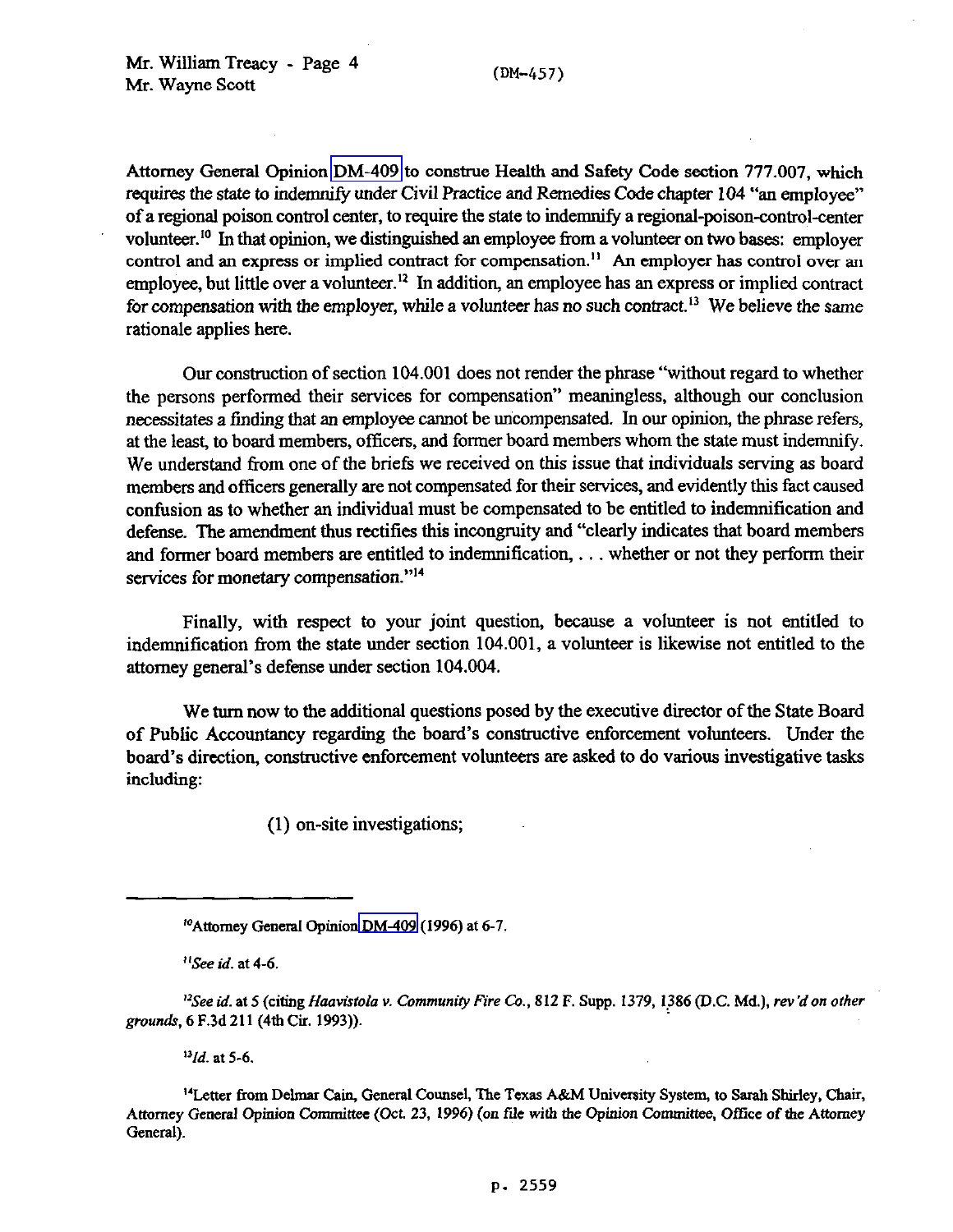Attorney General Opinion DM-409 to construe Health and Safety Code section 777.007, which requires the state to indemnify under Civil Practice and Remedies Code chapter 104 "an employee" of a regional poison control center, to require the state to indemnify a regional-poison-control-center volunteer.[10] In that opinion, we distinguished an employee from a volunteer on two bases: employer control and an express or implied contract for compensation.[11] An employer has control over an employee, but little over a volunteer.[12] In addition, an employee has an express or implied contract for compensation with the employer, while a volunteer has no such contract.[13] We believe the same rationale applies here.

Our construction of section 104.001 does not render the phrase "without regard to whether the persons performed their services for compensation" meaningless, although our conclusion necessitates a finding that an employee cannot be uncompensated. In our opinion, the phrase refers, at the least, to board members, officers, and former board members whom the state must indemnify. We understand from one of the briefs we received on this issue that individuals serving as board members and officers generally are not compensated for their services, and evidently this fact caused confusion as to whether an individual must be compensated to be entitled to indemnification and defense. The amendment thus rectifies this incongruity and "clearly indicates that board members and former board members are entitled to indemnification, . . . whether or not they perform their services for monetary compensation."[14]

Finally, with respect to your joint question, because a volunteer is not entitled to indemnification from the state under section 104.001, a volunteer is likewise not entitled to the attorney general's defense under section 104.004.

We turn now to the additional questions posed by the executive director of the State Board of Public Accountancy regarding the board's constructive enforcement volunteers. Under the board's direction, constructive enforcement volunteers are asked to do various investigative tasks including:

(1) on-site investigations;

---

[10]Attorney General Opinion DM-409 (1996) at 6-7.

[11]*See id.* at 4-6.

[12]*See id.* at 5 (citing *Haavistola v. Community Fire Co.*, 812 F. Supp. 1379, 1386 (D.C. Md.), *rev'd on other grounds*, 6 F.3d 211 (4th Cir. 1993)).

[13]*Id.* at 5-6.

[14]Letter from Delmar Cain, General Counsel, The Texas A&M University System, to Sarah Shirley, Chair, Attorney General Opinion Committee (Oct. 23, 1996) (on file with the Opinion Committee, Office of the Attorney General).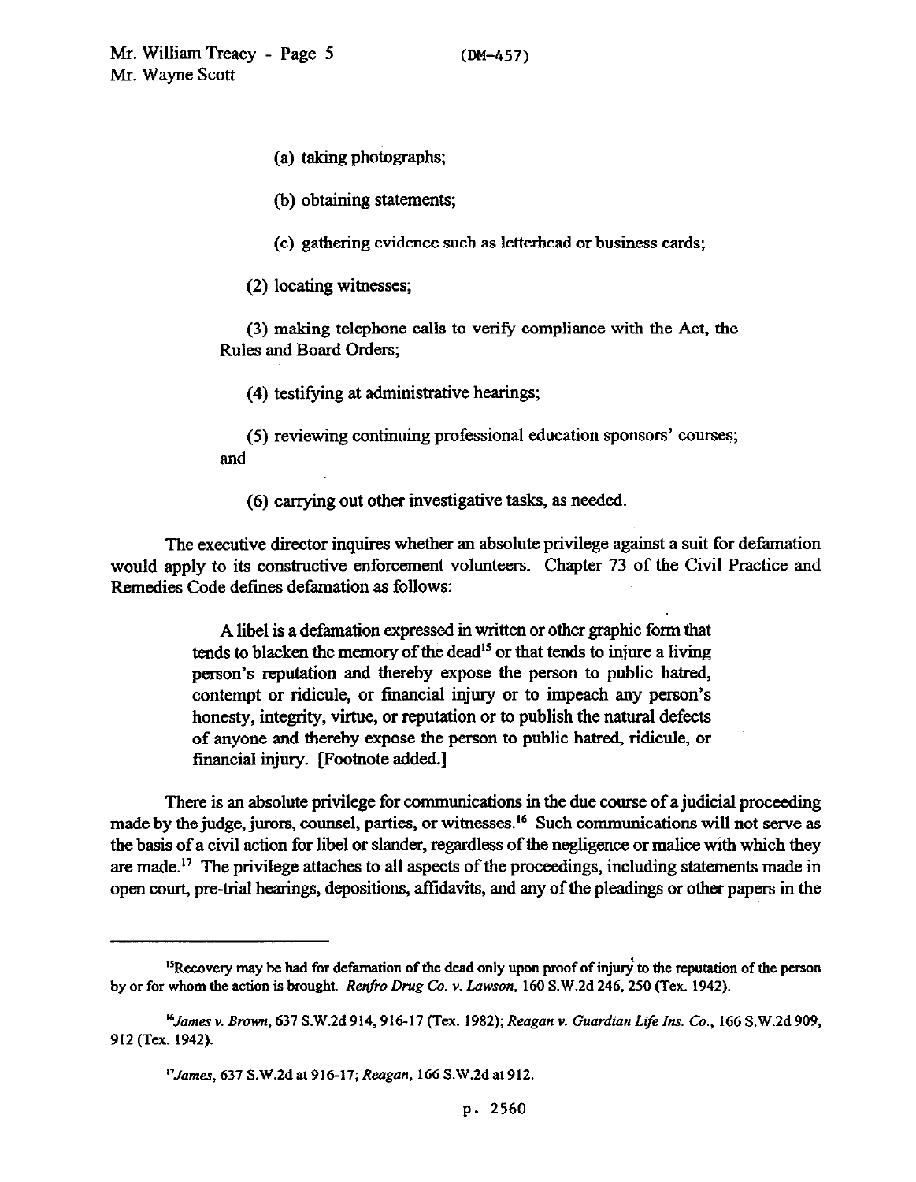(a) taking photographs;

(b) obtaining statements;

(c) gathering evidence such as letterhead or business cards;

(2) locating witnesses;

(3) making telephone calls to verify compliance with the Act, the Rules and Board Orders;

(4) testifying at administrative hearings;

(5) reviewing continuing professional education sponsors' courses; and

(6) carrying out other investigative tasks, as needed.

The executive director inquires whether an absolute privilege against a suit for defamation would apply to its constructive enforcement volunteers. Chapter 73 of the Civil Practice and Remedies Code defines defamation as follows:

> A libel is a defamation expressed in written or other graphic form that tends to blacken the memory of the dead[15] or that tends to injure a living person's reputation and thereby expose the person to public hatred, contempt or ridicule, or financial injury or to impeach any person's honesty, integrity, virtue, or reputation or to publish the natural defects of anyone and thereby expose the person to public hatred, ridicule, or financial injury. [Footnote added.]

There is an absolute privilege for communications in the due course of a judicial proceeding made by the judge, jurors, counsel, parties, or witnesses.[16] Such communications will not serve as the basis of a civil action for libel or slander, regardless of the negligence or malice with which they are made.[17] The privilege attaches to all aspects of the proceedings, including statements made in open court, pre-trial hearings, depositions, affidavits, and any of the pleadings or other papers in the

---

[15] Recovery may be had for defamation of the dead only upon proof of injury to the reputation of the person by or for whom the action is brought. *Renfro Drug Co. v. Lawson*, 160 S.W.2d 246, 250 (Tex. 1942).

[16] *James v. Brown*, 637 S.W.2d 914, 916-17 (Tex. 1982); *Reagan v. Guardian Life Ins. Co.*, 166 S.W.2d 909, 912 (Tex. 1942).

[17] *James*, 637 S.W.2d at 916-17; *Reagan*, 166 S.W.2d at 912.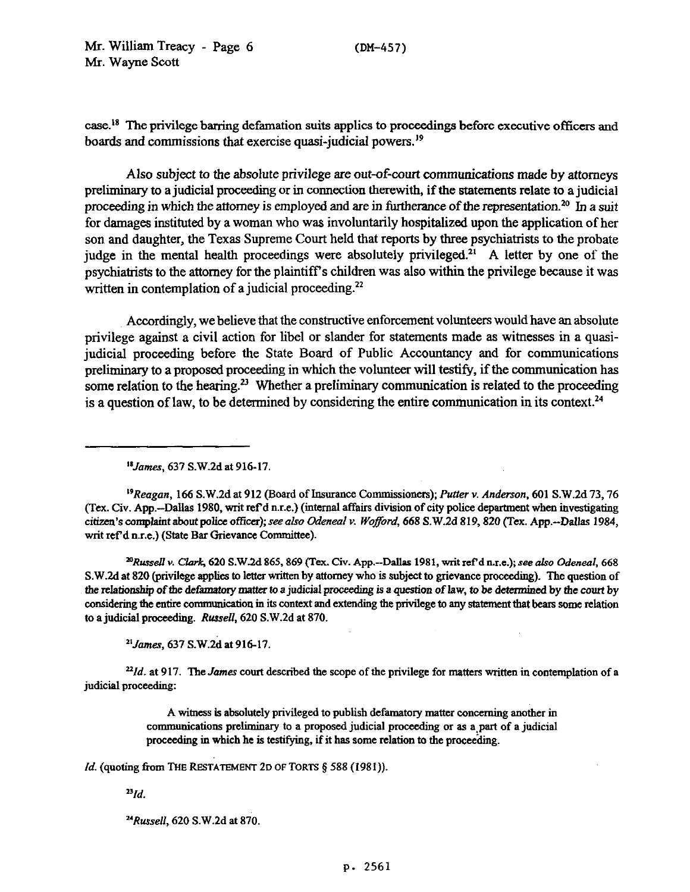case.[18] The privilege barring defamation suits applies to proceedings before executive officers and boards and commissions that exercise quasi-judicial powers.[19]

Also subject to the absolute privilege are out-of-court communications made by attorneys preliminary to a judicial proceeding or in connection therewith, if the statements relate to a judicial proceeding in which the attorney is employed and are in furtherance of the representation.[20] In a suit for damages instituted by a woman who was involuntarily hospitalized upon the application of her son and daughter, the Texas Supreme Court held that reports by three psychiatrists to the probate judge in the mental health proceedings were absolutely privileged.[21] A letter by one of the psychiatrists to the attorney for the plaintiff's children was also within the privilege because it was written in contemplation of a judicial proceeding.[22]

Accordingly, we believe that the constructive enforcement volunteers would have an absolute privilege against a civil action for libel or slander for statements made as witnesses in a quasi-judicial proceeding before the State Board of Public Accountancy and for communications preliminary to a proposed proceeding in which the volunteer will testify, if the communication has some relation to the hearing.[23] Whether a preliminary communication is related to the proceeding is a question of law, to be determined by considering the entire communication in its context.[24]

---

[18] *James*, 637 S.W.2d at 916-17.

[19] *Reagan*, 166 S.W.2d at 912 (Board of Insurance Commissioners); *Putter v. Anderson*, 601 S.W.2d 73, 76 (Tex. Civ. App.--Dallas 1980, writ ref'd n.r.e.) (internal affairs division of city police department when investigating citizen's complaint about police officer); *see also Odeneal v. Wofford*, 668 S.W.2d 819, 820 (Tex. App.--Dallas 1984, writ ref'd n.r.e.) (State Bar Grievance Committee).

[20] *Russell v. Clark*, 620 S.W.2d 865, 869 (Tex. Civ. App.--Dallas 1981, writ ref'd n.r.e.); *see also Odeneal*, 668 S.W.2d at 820 (privilege applies to letter written by attorney who is subject to grievance proceeding). The question of the relationship of the defamatory matter to a judicial proceeding is a question of law, to be determined by the court by considering the entire communication in its context and extending the privilege to any statement that bears some relation to a judicial proceeding. *Russell*, 620 S.W.2d at 870.

[21] *James*, 637 S.W.2d at 916-17.

[22] *Id.* at 917. The *James* court described the scope of the privilege for matters written in contemplation of a judicial proceeding:

> A witness is absolutely privileged to publish defamatory matter concerning another in communications preliminary to a proposed judicial proceeding or as a part of a judicial proceeding in which he is testifying, if it has some relation to the proceeding.

*Id.* (quoting from THE RESTATEMENT 2D OF TORTS § 588 (1981)).

[23] *Id.*

[24] *Russell*, 620 S.W.2d at 870.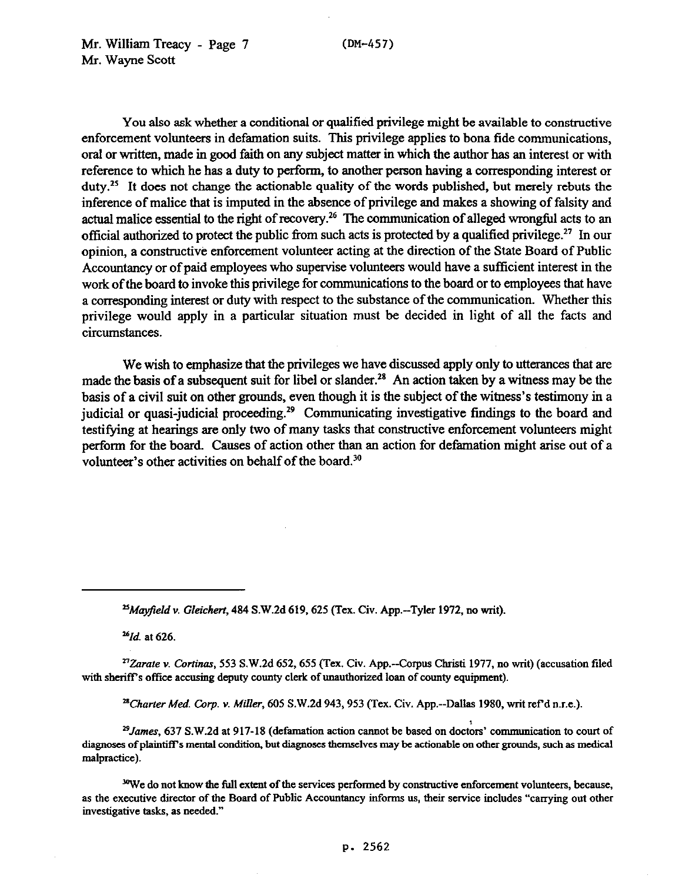You also ask whether a conditional or qualified privilege might be available to constructive enforcement volunteers in defamation suits. This privilege applies to bona fide communications, oral or written, made in good faith on any subject matter in which the author has an interest or with reference to which he has a duty to perform, to another person having a corresponding interest or duty.[25] It does not change the actionable quality of the words published, but merely rebuts the inference of malice that is imputed in the absence of privilege and makes a showing of falsity and actual malice essential to the right of recovery.[26] The communication of alleged wrongful acts to an official authorized to protect the public from such acts is protected by a qualified privilege.[27] In our opinion, a constructive enforcement volunteer acting at the direction of the State Board of Public Accountancy or of paid employees who supervise volunteers would have a sufficient interest in the work of the board to invoke this privilege for communications to the board or to employees that have a corresponding interest or duty with respect to the substance of the communication. Whether this privilege would apply in a particular situation must be decided in light of all the facts and circumstances.

We wish to emphasize that the privileges we have discussed apply only to utterances that are made the basis of a subsequent suit for libel or slander.[28] An action taken by a witness may be the basis of a civil suit on other grounds, even though it is the subject of the witness's testimony in a judicial or quasi-judicial proceeding.[29] Communicating investigative findings to the board and testifying at hearings are only two of many tasks that constructive enforcement volunteers might perform for the board. Causes of action other than an action for defamation might arise out of a volunteer's other activities on behalf of the board.[30]

---

[25] *Mayfield v. Gleichert*, 484 S.W.2d 619, 625 (Tex. Civ. App.--Tyler 1972, no writ).

[26] *Id.* at 626.

[27] *Zarate v. Cortinas*, 553 S.W.2d 652, 655 (Tex. Civ. App.--Corpus Christi 1977, no writ) (accusation filed with sheriff's office accusing deputy county clerk of unauthorized loan of county equipment).

[28] *Charter Med. Corp. v. Miller*, 605 S.W.2d 943, 953 (Tex. Civ. App.--Dallas 1980, writ ref'd n.r.e.).

[29] *James*, 637 S.W.2d at 917-18 (defamation action cannot be based on doctors' communication to court of diagnoses of plaintiff's mental condition, but diagnoses themselves may be actionable on other grounds, such as medical malpractice).

[30] We do not know the full extent of the services performed by constructive enforcement volunteers, because, as the executive director of the Board of Public Accountancy informs us, their service includes "carrying out other investigative tasks, as needed."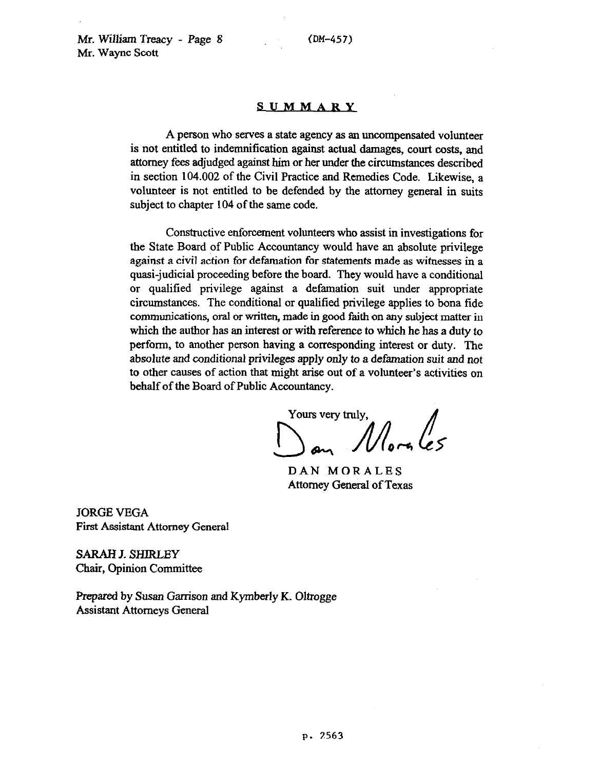## SUMMARY

A person who serves a state agency as an uncompensated volunteer is not entitled to indemnification against actual damages, court costs, and attorney fees adjudged against him or her under the circumstances described in section 104.002 of the Civil Practice and Remedies Code. Likewise, a volunteer is not entitled to be defended by the attorney general in suits subject to chapter 104 of the same code.

Constructive enforcement volunteers who assist in investigations for the State Board of Public Accountancy would have an absolute privilege against a civil action for defamation for statements made as witnesses in a quasi-judicial proceeding before the board. They would have a conditional or qualified privilege against a defamation suit under appropriate circumstances. The conditional or qualified privilege applies to bona fide communications, oral or written, made in good faith on any subject matter in which the author has an interest or with reference to which he has a duty to perform, to another person having a corresponding interest or duty. The absolute and conditional privileges apply only to a defamation suit and not to other causes of action that might arise out of a volunteer's activities on behalf of the Board of Public Accountancy.

Yours very truly,

Dan Morales

DAN MORALES
Attorney General of Texas

JORGE VEGA
First Assistant Attorney General

SARAH J. SHIRLEY
Chair, Opinion Committee

Prepared by Susan Garrison and Kymberly K. Oltrogge
Assistant Attorneys General